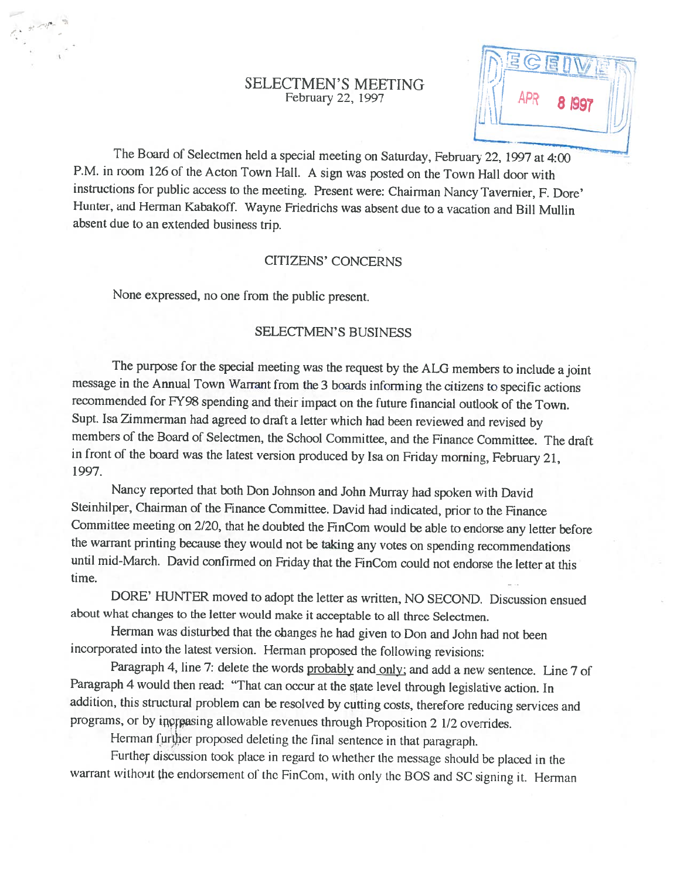# SELECTMEN'S MEETING

February 22, 1997

RECEIVED APR 8 1997

The Board of Selectmen held a special meeting on Saturday, February 22, 1997 at 4:00 P.M. in room 126 of the Acton Town Hall. A sign was posted on the Town Hall door with instructions for public access to the meeting. Present were: Chairman Nancy Tavernier, F. Dore' Hunter, and Herman Kabakoff. Wayne Friedrichs was absent due to a vacation and Bill Mullin absent due to an extended business trip.

## CITIZENS' CONCERNS

None expressed, no one from the public present.

## SELECTMEN'S BUSINESS

The purpose for the special meeting was the request by the ALG members to include a joint message in the Annual Town Warrant from the 3 boards informing the citizens to specific actions recommended for FY98 spending and their impact on the future financial outlook of the Town. Supt. Isa Zimmerman had agreed to draft a letter which had been reviewed and revised by members of the Board of Selectmen, the School Committee, and the Finance Committee. The draft in front of the board was the latest version produced by Isa on Friday morning, February 21, 1997.

Nancy reported that both Don Johnson and John Murray had spoken with David Steinhilper, Chairman of the Finance Committee. David had indicated, prior to the Finance Committee meeting on 2/20, that he doubted the FinCom would be able to endorse any letter before the warrant printing because they would not be taking any votes on spending recommendations until mid-March. David confirmed on Friday that the FinCom could not endorse the letter at this time.

DORE' HUNTER moved to adopt the letter as written, NO SECOND. Discussion ensued about what changes to the letter would make it acceptable to all three Selectmen.

Herman was disturbed that the changes he had given to Don and John had not been incorporated into the latest version. Herman proposed the following revisions:

Paragraph 4, line 7: delete the words probably and only; and add a new sentence. Line 7 of Paragraph 4 would then read: "That can occur at the state level through legislative action. In addition, this structural problem can be resolved by cutting costs, therefore reducing services and programs, or by increasing allowable revenues through Proposition 2 1/2 overrides.

Herman further proposed deleting the final sentence in that paragraph.

Further discussion took place in regard to whether the message should be placed in the warrant without the endorsement of the FinCom, with only the BOS and SC signing it. Herman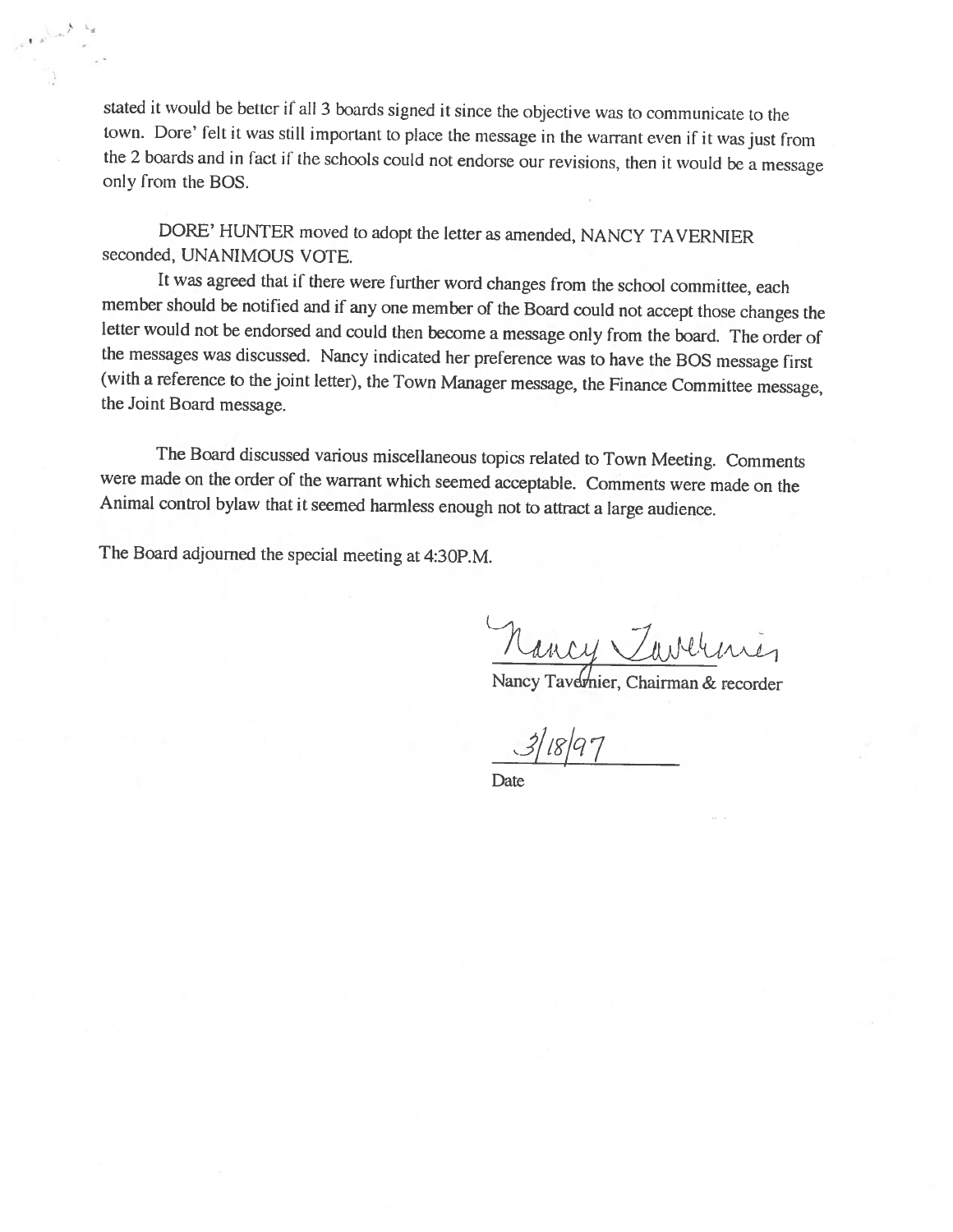stated it would be better if all 3 boards signed it since the objective was to communicate to the town. Dore' felt it was still important to place the message in the warrant even if it was just from the 2 boards and in fact if the schools could not endorse our revisions, then it would be a message only from the BOS.

DORE' HUNTER moved to adopt the letter as amended, NANCY TAVERNIER seconded, UNANIMOUS VOTE.

It was agreed that if there were further word changes from the school committee, each member should be notified and if any one member of the Board could not accept those changes the letter would not be endorsed and could then become a message only from the board. The order of the messages was discussed. Nancy indicated her preference was to have the BOS message first (with a reference to the joint letter), the Town Manager message, the Finance Committee message, the Joint Board message.

The Board discussed various miscellaneous topics related to Town Meeting. Comments were made on the order of the warrant which seemed acceptable. Comments were made on the Animal control bylaw that it seemed harmless enough not to attract a large audience.

The Board adjourned the special meeting at 4:30P.M.

Nancy Tavernier

Nancy Tavernier, Chairman & recorder

3/18/97

Date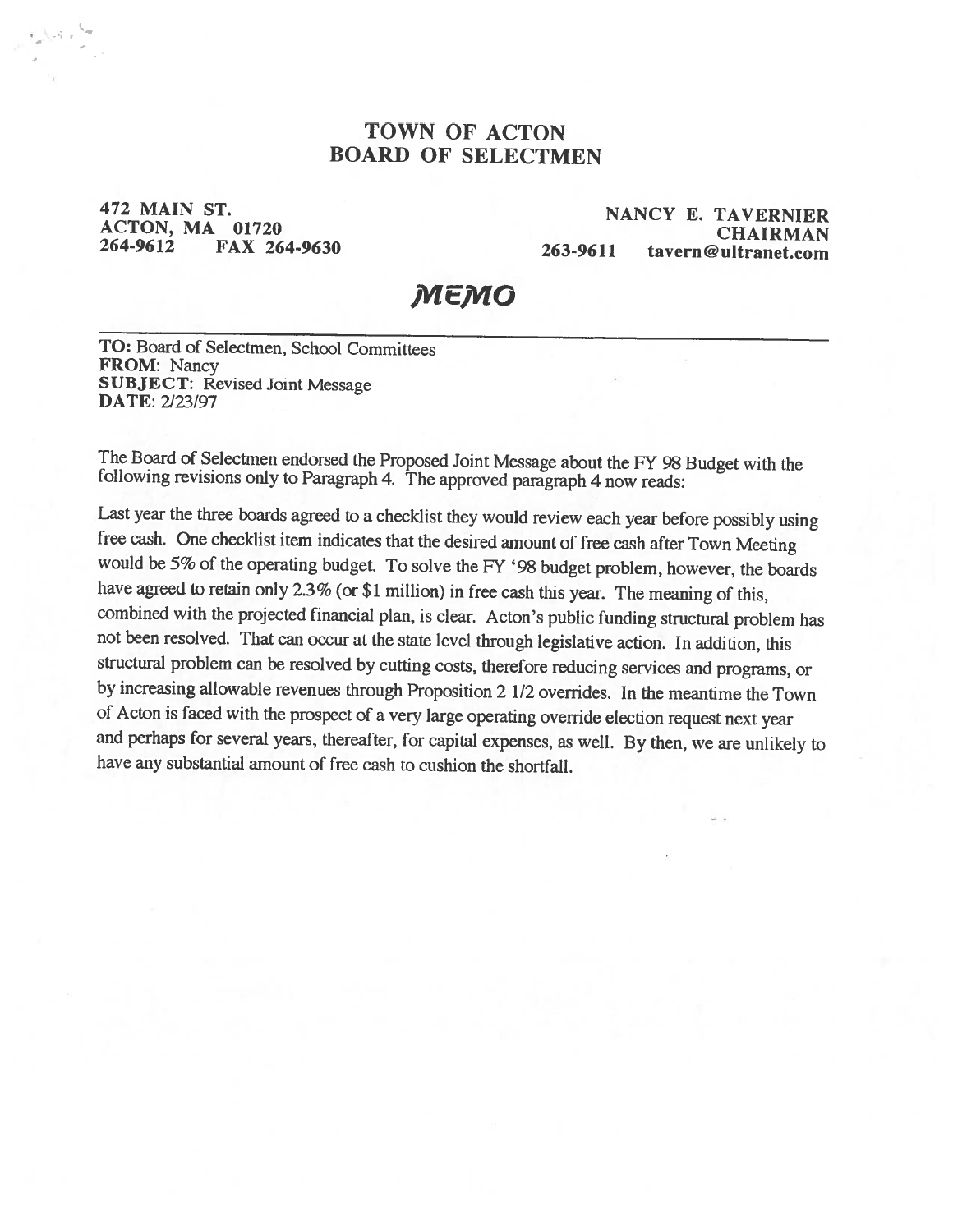# TOWN OF ACTON
## BOARD OF SELECTMEN

472 MAIN ST.
ACTON, MA 01720
264-9612 FAX 264-9630

NANCY E. TAVERNIER
CHAIRMAN
263-9611 tavern@ultranet.com

## *MEMO*

**TO:** Board of Selectmen, School Committees
**FROM:** Nancy
**SUBJECT:** Revised Joint Message
**DATE:** 2/23/97

The Board of Selectmen endorsed the Proposed Joint Message about the FY 98 Budget with the following revisions only to Paragraph 4. The approved paragraph 4 now reads:

Last year the three boards agreed to a checklist they would review each year before possibly using free cash. One checklist item indicates that the desired amount of free cash after Town Meeting would be 5% of the operating budget. To solve the FY '98 budget problem, however, the boards have agreed to retain only 2.3% (or $1 million) in free cash this year. The meaning of this, combined with the projected financial plan, is clear. Acton's public funding structural problem has not been resolved. That can occur at the state level through legislative action. In addition, this structural problem can be resolved by cutting costs, therefore reducing services and programs, or by increasing allowable revenues through Proposition 2 1/2 overrides. In the meantime the Town of Acton is faced with the prospect of a very large operating override election request next year and perhaps for several years, thereafter, for capital expenses, as well. By then, we are unlikely to have any substantial amount of free cash to cushion the shortfall.